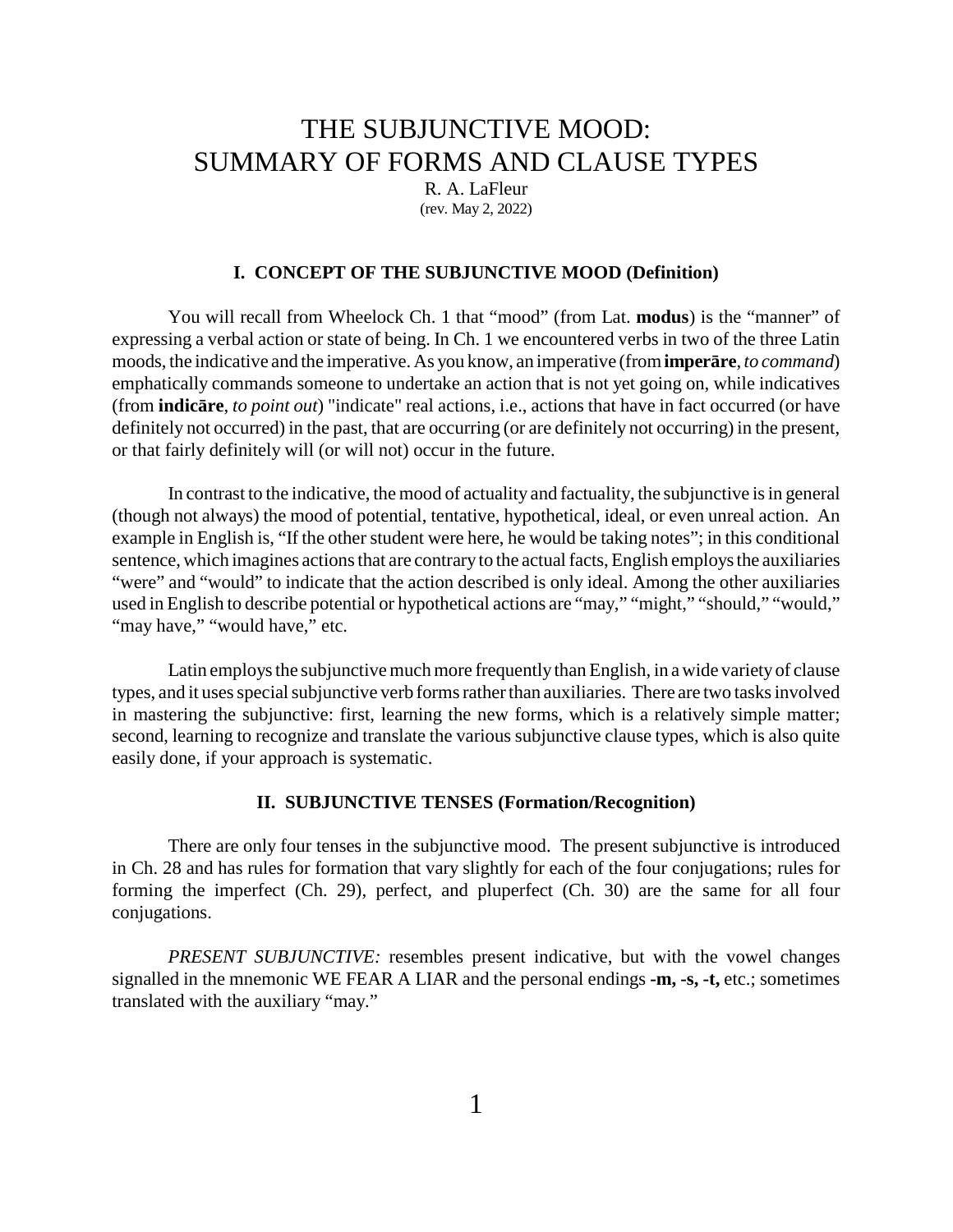# THE SUBJUNCTIVE MOOD: SUMMARY OF FORMS AND CLAUSE TYPES

R. A. LaFleur
(rev. May 2, 2022)

### I. CONCEPT OF THE SUBJUNCTIVE MOOD (Definition)

You will recall from Wheelock Ch. 1 that "mood" (from Lat. **modus**) is the "manner" of expressing a verbal action or state of being. In Ch. 1 we encountered verbs in two of the three Latin moods, the indicative and the imperative. As you know, an imperative (from **imperāre**, *to command*) emphatically commands someone to undertake an action that is not yet going on, while indicatives (from **indicāre**, *to point out*) "indicate" real actions, i.e., actions that have in fact occurred (or have definitely not occurred) in the past, that are occurring (or are definitely not occurring) in the present, or that fairly definitely will (or will not) occur in the future.

In contrast to the indicative, the mood of actuality and factuality, the subjunctive is in general (though not always) the mood of potential, tentative, hypothetical, ideal, or even unreal action. An example in English is, "If the other student were here, he would be taking notes"; in this conditional sentence, which imagines actions that are contrary to the actual facts, English employs the auxiliaries "were" and "would" to indicate that the action described is only ideal. Among the other auxiliaries used in English to describe potential or hypothetical actions are "may," "might," "should," "would," "may have," "would have," etc.

Latin employs the subjunctive much more frequently than English, in a wide variety of clause types, and it uses special subjunctive verb forms rather than auxiliaries. There are two tasks involved in mastering the subjunctive: first, learning the new forms, which is a relatively simple matter; second, learning to recognize and translate the various subjunctive clause types, which is also quite easily done, if your approach is systematic.

### II. SUBJUNCTIVE TENSES (Formation/Recognition)

There are only four tenses in the subjunctive mood. The present subjunctive is introduced in Ch. 28 and has rules for formation that vary slightly for each of the four conjugations; rules for forming the imperfect (Ch. 29), perfect, and pluperfect (Ch. 30) are the same for all four conjugations.

*PRESENT SUBJUNCTIVE:* resembles present indicative, but with the vowel changes signalled in the mnemonic WE FEAR A LIAR and the personal endings **-m, -s, -t,** etc.; sometimes translated with the auxiliary "may."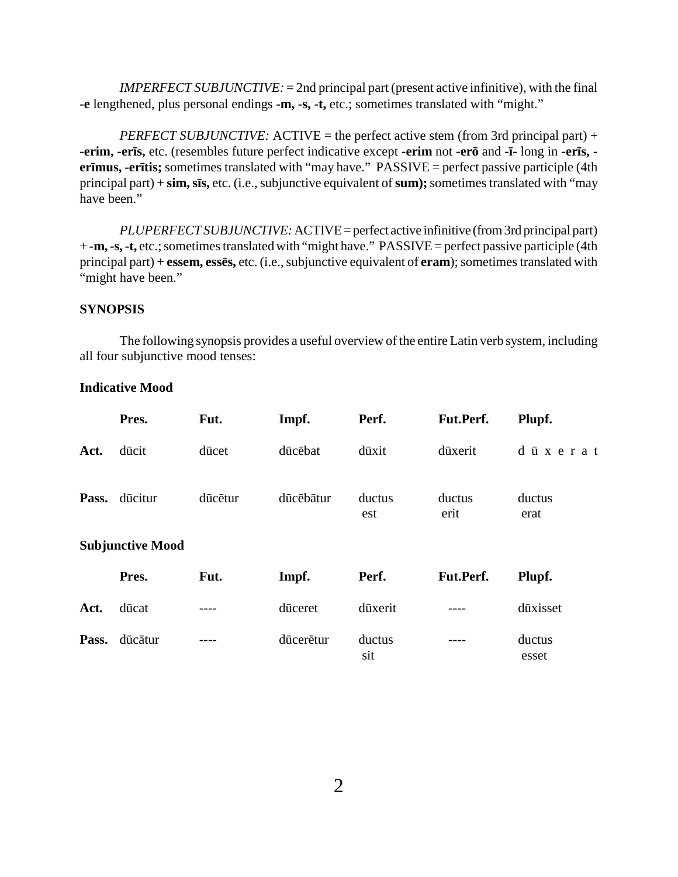*IMPERFECT SUBJUNCTIVE:* = 2nd principal part (present active infinitive), with the final **-e** lengthened, plus personal endings **-m, -s, -t,** etc.; sometimes translated with “might.”

*PERFECT SUBJUNCTIVE:* ACTIVE = the perfect active stem (from 3rd principal part) + **-erim, -erīs,** etc. (resembles future perfect indicative except **-erim** not **-erō** and **-ī-** long in **-erīs, -erīmus, -erītis;** sometimes translated with “may have.” PASSIVE = perfect passive participle (4th principal part) + **sim, sīs,** etc. (i.e., subjunctive equivalent of **sum);** sometimes translated with “may have been.”

*PLUPERFECT SUBJUNCTIVE:* ACTIVE = perfect active infinitive (from 3rd principal part) + **-m, -s, -t,** etc.; sometimes translated with “might have.” PASSIVE = perfect passive participle (4th principal part) + **essem, essēs,** etc. (i.e., subjunctive equivalent of **eram**); sometimes translated with “might have been.”

**SYNOPSIS**

The following synopsis provides a useful overview of the entire Latin verb system, including all four subjunctive mood tenses:

**Indicative Mood**

| | **Pres.** | **Fut.** | **Impf.** | **Perf.** | **Fut.Perf.** | **Plupf.** |
|---|---|---|---|---|---|---|
| **Act.** | dūcit | dūcet | dūcēbat | dūxit | dūxerit | dūxerat |
| **Pass.** | dūcitur | dūcētur | dūcēbātur | ductus est | ductus erit | ductus erat |

**Subjunctive Mood**

| | **Pres.** | **Fut.** | **Impf.** | **Perf.** | **Fut.Perf.** | **Plupf.** |
|---|---|---|---|---|---|---|
| **Act.** | dūcat | ---- | dūceret | dūxerit | ---- | dūxisset |
| **Pass.** | dūcātur | ---- | dūcerētur | ductus sit | ---- | ductus esset |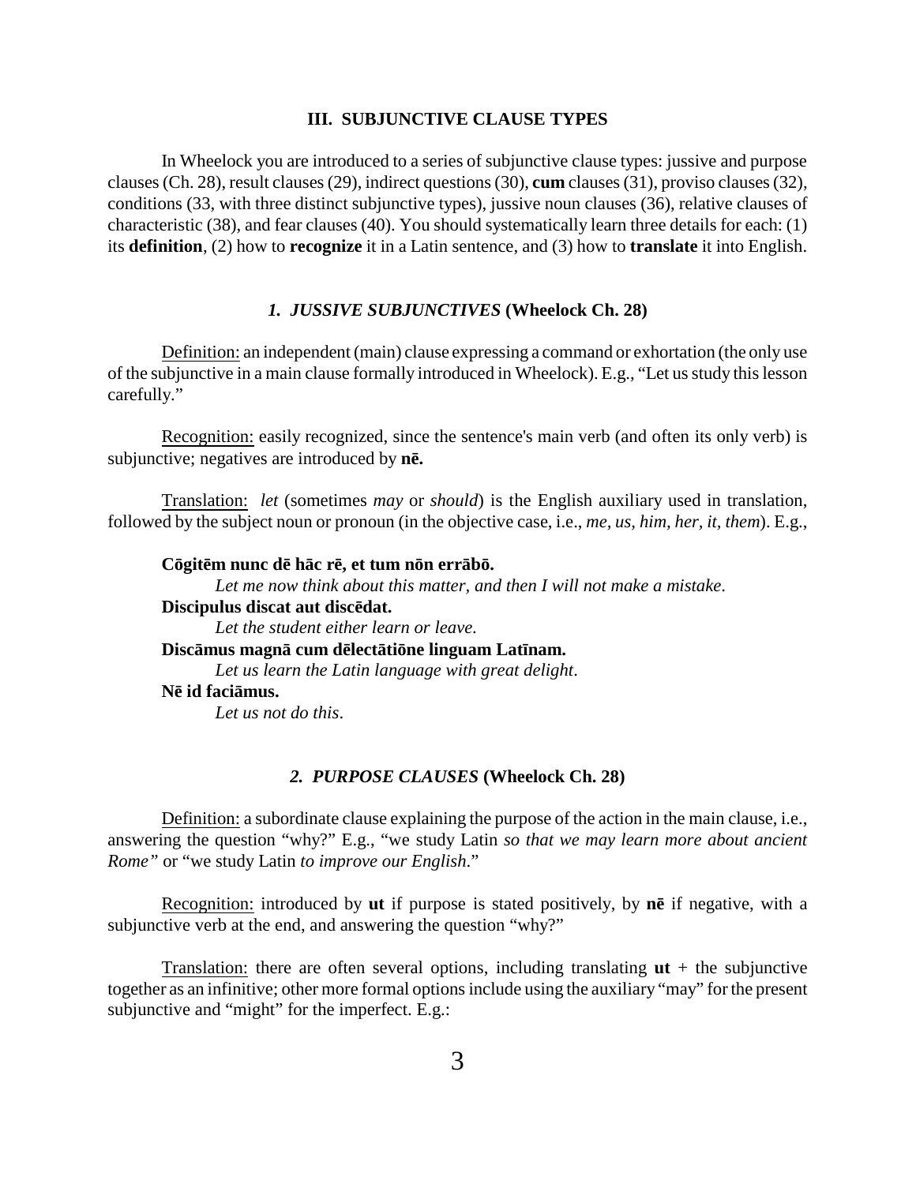## III. SUBJUNCTIVE CLAUSE TYPES

In Wheelock you are introduced to a series of subjunctive clause types: jussive and purpose clauses (Ch. 28), result clauses (29), indirect questions (30), **cum** clauses (31), proviso clauses (32), conditions (33, with three distinct subjunctive types), jussive noun clauses (36), relative clauses of characteristic (38), and fear clauses (40). You should systematically learn three details for each: (1) its **definition**, (2) how to **recognize** it in a Latin sentence, and (3) how to **translate** it into English.

### *1. JUSSIVE SUBJUNCTIVES* (Wheelock Ch. 28)

Definition: an independent (main) clause expressing a command or exhortation (the only use of the subjunctive in a main clause formally introduced in Wheelock). E.g., "Let us study this lesson carefully."

Recognition: easily recognized, since the sentence's main verb (and often its only verb) is subjunctive; negatives are introduced by **nē.**

Translation: *let* (sometimes *may* or *should*) is the English auxiliary used in translation, followed by the subject noun or pronoun (in the objective case, i.e., *me, us, him, her, it, them*). E.g.,

**Cōgitēm nunc dē hāc rē, et tum nōn errābō.**
*Let me now think about this matter, and then I will not make a mistake.*

**Discipulus discat aut discēdat.**
*Let the student either learn or leave.*

**Discāmus magnā cum dēlectātiōne linguam Latīnam.**
*Let us learn the Latin language with great delight.*

**Nē id faciāmus.**
*Let us not do this.*

### *2. PURPOSE CLAUSES* (Wheelock Ch. 28)

Definition: a subordinate clause explaining the purpose of the action in the main clause, i.e., answering the question "why?" E.g., "we study Latin *so that we may learn more about ancient Rome"* or "we study Latin *to improve our English.*"

Recognition: introduced by **ut** if purpose is stated positively, by **nē** if negative, with a subjunctive verb at the end, and answering the question "why?"

Translation: there are often several options, including translating **ut** + the subjunctive together as an infinitive; other more formal options include using the auxiliary "may" for the present subjunctive and "might" for the imperfect. E.g.: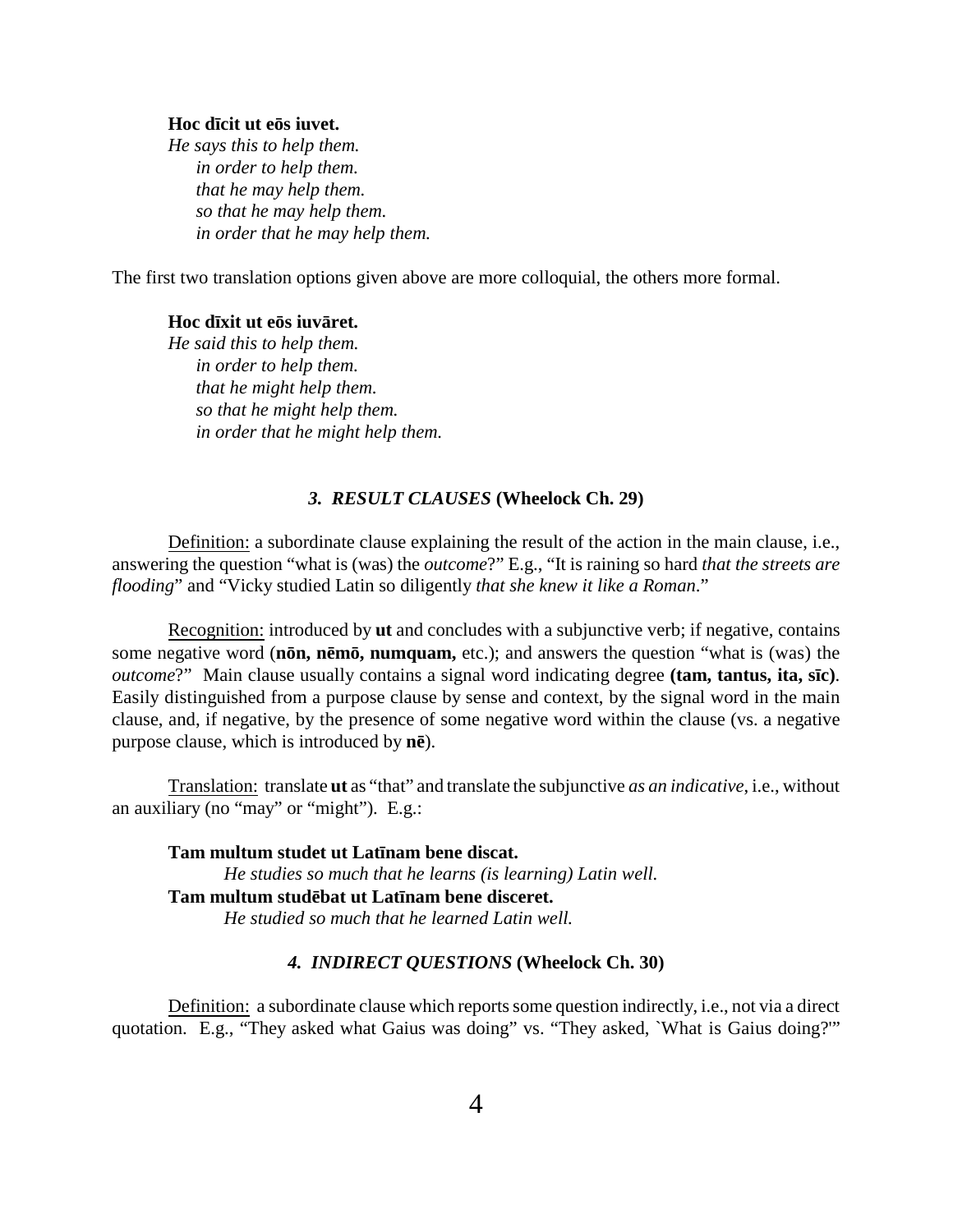**Hoc dīcit ut eōs iuvet.**
*He says this to help them.*
*in order to help them.*
*that he may help them.*
*so that he may help them.*
*in order that he may help them.*

The first two translation options given above are more colloquial, the others more formal.

**Hoc dīxit ut eōs iuvāret.**
*He said this to help them.*
*in order to help them.*
*that he might help them.*
*so that he might help them.*
*in order that he might help them.*

### *3. RESULT CLAUSES* (Wheelock Ch. 29)

Definition: a subordinate clause explaining the result of the action in the main clause, i.e., answering the question "what is (was) the *outcome*?" E.g., "It is raining so hard *that the streets are flooding*" and "Vicky studied Latin so diligently *that she knew it like a Roman*."

Recognition: introduced by **ut** and concludes with a subjunctive verb; if negative, contains some negative word (**nōn, nēmō, numquam,** etc.); and answers the question "what is (was) the *outcome*?" Main clause usually contains a signal word indicating degree **(tam, tantus, ita, sīc)**. Easily distinguished from a purpose clause by sense and context, by the signal word in the main clause, and, if negative, by the presence of some negative word within the clause (vs. a negative purpose clause, which is introduced by **nē**).

Translation: translate **ut** as "that" and translate the subjunctive *as an indicative*, i.e., without an auxiliary (no "may" or "might"). E.g.:

**Tam multum studet ut Latīnam bene discat.**
*He studies so much that he learns (is learning) Latin well.*
**Tam multum studēbat ut Latīnam bene disceret.**
*He studied so much that he learned Latin well.*

### *4. INDIRECT QUESTIONS* (Wheelock Ch. 30)

Definition: a subordinate clause which reports some question indirectly, i.e., not via a direct quotation. E.g., "They asked what Gaius was doing" vs. "They asked, `What is Gaius doing?'"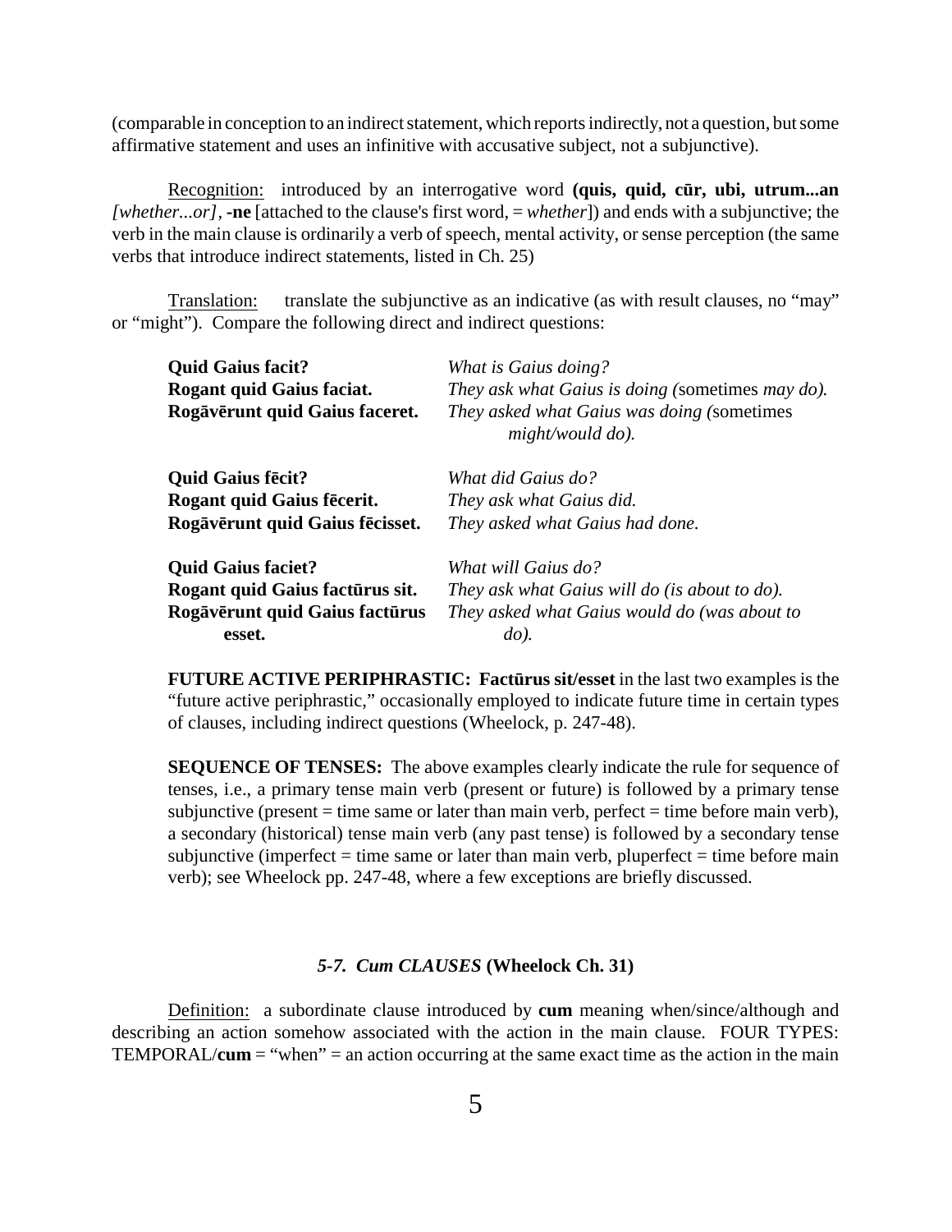(comparable in conception to an indirect statement, which reports indirectly, not a question, but some affirmative statement and uses an infinitive with accusative subject, not a subjunctive).

Recognition: introduced by an interrogative word **(quis, quid, cūr, ubi, utrum...an** *[whether...or]*, **-ne** [attached to the clause's first word, = *whether*]) and ends with a subjunctive; the verb in the main clause is ordinarily a verb of speech, mental activity, or sense perception (the same verbs that introduce indirect statements, listed in Ch. 25)

Translation: translate the subjunctive as an indicative (as with result clauses, no "may" or "might"). Compare the following direct and indirect questions:

| | |
|---|---|
| **Quid Gaius facit?** | *What is Gaius doing?* |
| **Rogant quid Gaius faciat.** | *They ask what Gaius is doing (*sometimes *may do).* |
| **Rogāvērunt quid Gaius faceret.** | *They asked what Gaius was doing (*sometimes *might/would do).* |
| **Quid Gaius fēcit?** | *What did Gaius do?* |
| **Rogant quid Gaius fēcerit.** | *They ask what Gaius did.* |
| **Rogāvērunt quid Gaius fēcisset.** | *They asked what Gaius had done.* |
| **Quid Gaius faciet?** | *What will Gaius do?* |
| **Rogant quid Gaius factūrus sit.** | *They ask what Gaius will do (is about to do).* |
| **Rogāvērunt quid Gaius factūrus esset.** | *They asked what Gaius would do (was about to do).* |

**FUTURE ACTIVE PERIPHRASTIC: Factūrus sit/esset** in the last two examples is the "future active periphrastic," occasionally employed to indicate future time in certain types of clauses, including indirect questions (Wheelock, p. 247-48).

**SEQUENCE OF TENSES:** The above examples clearly indicate the rule for sequence of tenses, i.e., a primary tense main verb (present or future) is followed by a primary tense subjunctive (present = time same or later than main verb, perfect = time before main verb), a secondary (historical) tense main verb (any past tense) is followed by a secondary tense subjunctive (imperfect = time same or later than main verb, pluperfect = time before main verb); see Wheelock pp. 247-48, where a few exceptions are briefly discussed.

### *5-7. Cum CLAUSES* (Wheelock Ch. 31)

Definition: a subordinate clause introduced by **cum** meaning when/since/although and describing an action somehow associated with the action in the main clause. FOUR TYPES: TEMPORAL/**cum** = "when" = an action occurring at the same exact time as the action in the main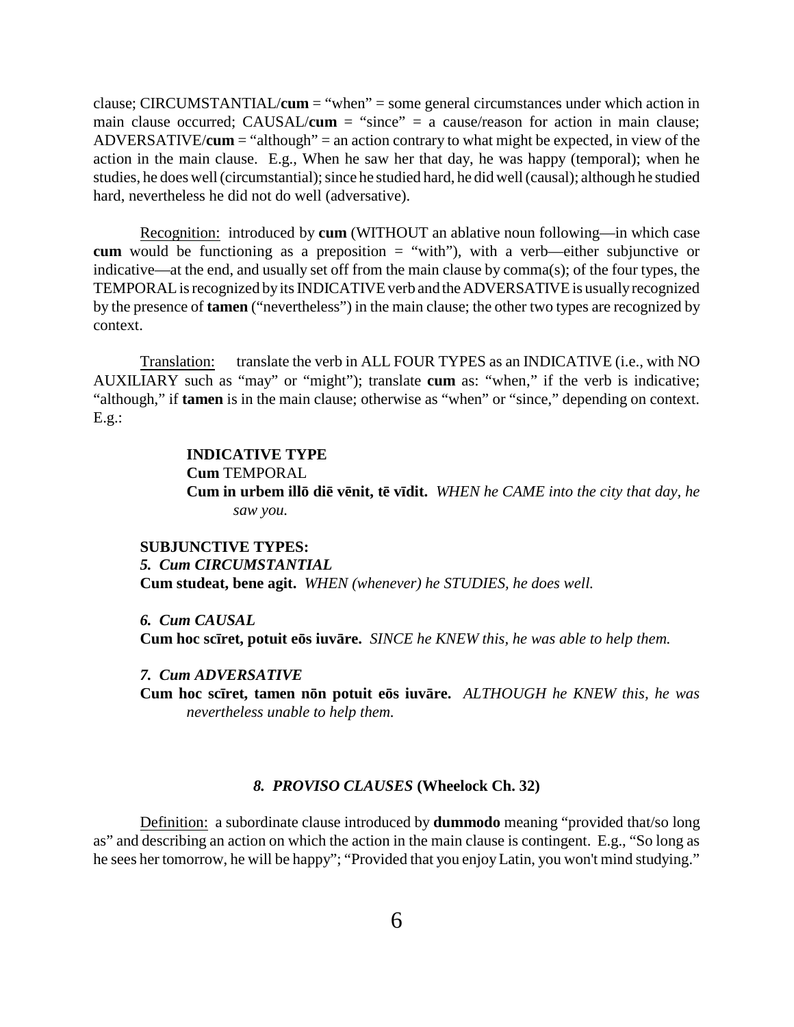clause; CIRCUMSTANTIAL/**cum** = "when" = some general circumstances under which action in main clause occurred; CAUSAL/**cum** = "since" = a cause/reason for action in main clause; ADVERSATIVE/**cum** = "although" = an action contrary to what might be expected, in view of the action in the main clause. E.g., When he saw her that day, he was happy (temporal); when he studies, he does well (circumstantial); since he studied hard, he did well (causal); although he studied hard, nevertheless he did not do well (adversative).

Recognition: introduced by **cum** (WITHOUT an ablative noun following—in which case **cum** would be functioning as a preposition = "with"), with a verb—either subjunctive or indicative—at the end, and usually set off from the main clause by comma(s); of the four types, the TEMPORAL is recognized by its INDICATIVE verb and the ADVERSATIVE is usually recognized by the presence of **tamen** ("nevertheless") in the main clause; the other two types are recognized by context.

Translation: translate the verb in ALL FOUR TYPES as an INDICATIVE (i.e., with NO AUXILIARY such as "may" or "might"); translate **cum** as: "when," if the verb is indicative; "although," if **tamen** is in the main clause; otherwise as "when" or "since," depending on context. E.g.:

**INDICATIVE TYPE**
**Cum** TEMPORAL
**Cum in urbem illō diē vēnit, tē vīdit.** *WHEN he CAME into the city that day, he saw you.*

**SUBJUNCTIVE TYPES:**

***5. Cum CIRCUMSTANTIAL***
**Cum studeat, bene agit.** *WHEN (whenever) he STUDIES, he does well.*

***6. Cum CAUSAL***
**Cum hoc scīret, potuit eōs iuvāre.** *SINCE he KNEW this, he was able to help them.*

***7. Cum ADVERSATIVE***
**Cum hoc scīret, tamen nōn potuit eōs iuvāre.** *ALTHOUGH he KNEW this, he was nevertheless unable to help them.*

## *8. PROVISO CLAUSES* (Wheelock Ch. 32)

Definition: a subordinate clause introduced by **dummodo** meaning "provided that/so long as" and describing an action on which the action in the main clause is contingent. E.g., "So long as he sees her tomorrow, he will be happy"; "Provided that you enjoy Latin, you won't mind studying."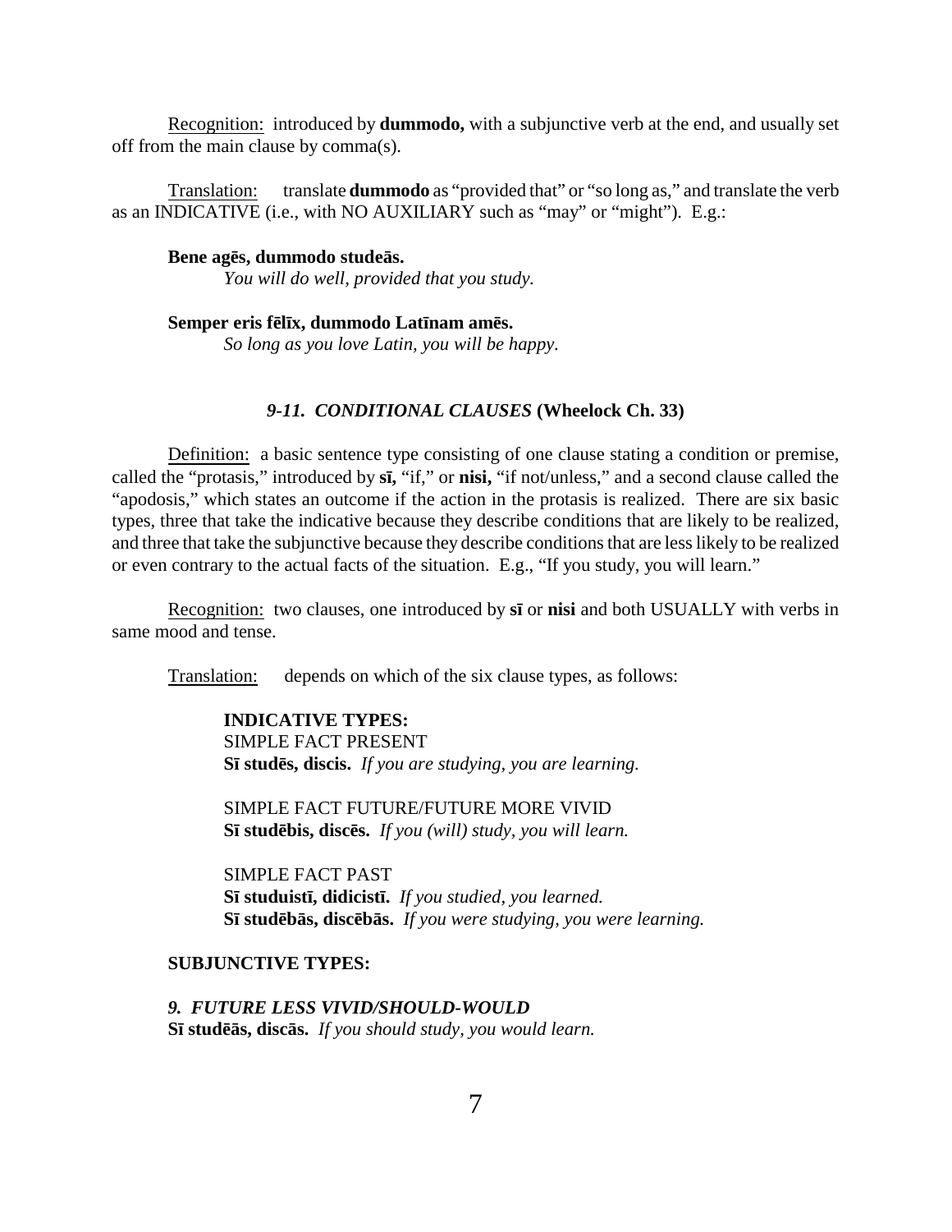Recognition: introduced by **dummodo,** with a subjunctive verb at the end, and usually set off from the main clause by comma(s).

Translation: translate **dummodo** as "provided that" or "so long as," and translate the verb as an INDICATIVE (i.e., with NO AUXILIARY such as "may" or "might"). E.g.:

**Bene agēs, dummodo studeās.**
*You will do well, provided that you study.*

**Semper eris fēlīx, dummodo Latīnam amēs.**
*So long as you love Latin, you will be happy.*

### *9-11. CONDITIONAL CLAUSES* (Wheelock Ch. 33)

Definition: a basic sentence type consisting of one clause stating a condition or premise, called the "protasis," introduced by **sī,** "if," or **nisi,** "if not/unless," and a second clause called the "apodosis," which states an outcome if the action in the protasis is realized. There are six basic types, three that take the indicative because they describe conditions that are likely to be realized, and three that take the subjunctive because they describe conditions that are less likely to be realized or even contrary to the actual facts of the situation. E.g., "If you study, you will learn."

Recognition: two clauses, one introduced by **sī** or **nisi** and both USUALLY with verbs in same mood and tense.

Translation: depends on which of the six clause types, as follows:

**INDICATIVE TYPES:**

SIMPLE FACT PRESENT
**Sī studēs, discis.** *If you are studying, you are learning.*

SIMPLE FACT FUTURE/FUTURE MORE VIVID
**Sī studēbis, discēs.** *If you (will) study, you will learn.*

SIMPLE FACT PAST
**Sī studuistī, didicistī.** *If you studied, you learned.*
**Sī studēbās, discēbās.** *If you were studying, you were learning.*

**SUBJUNCTIVE TYPES:**

***9. FUTURE LESS VIVID/SHOULD-WOULD***
**Sī studeās, discās.** *If you should study, you would learn.*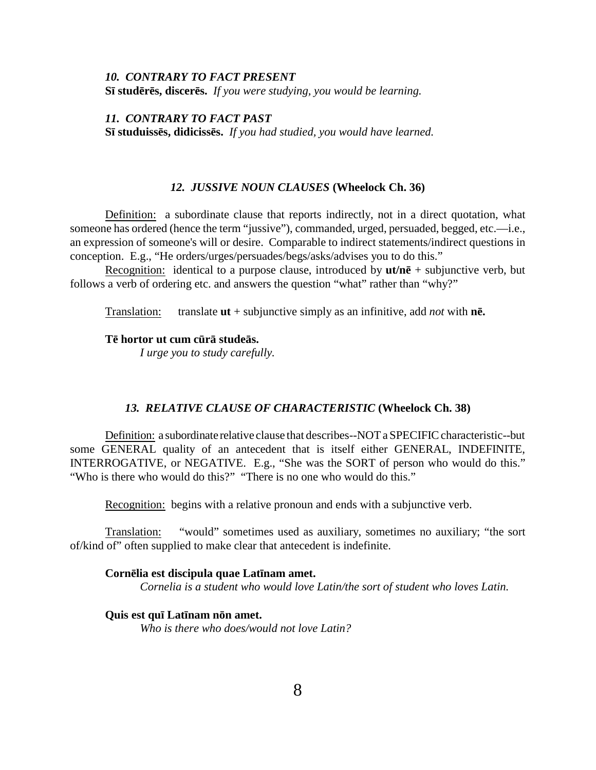***10. CONTRARY TO FACT PRESENT***
**Sī studērēs, discerēs.** *If you were studying, you would be learning.*

***11. CONTRARY TO FACT PAST***
**Sī studuissēs, didicissēs.** *If you had studied, you would have learned.*

### *12. JUSSIVE NOUN CLAUSES* (Wheelock Ch. 36)

Definition: a subordinate clause that reports indirectly, not in a direct quotation, what someone has ordered (hence the term "jussive"), commanded, urged, persuaded, begged, etc.—i.e., an expression of someone's will or desire. Comparable to indirect statements/indirect questions in conception. E.g., "He orders/urges/persuades/begs/asks/advises you to do this."

Recognition: identical to a purpose clause, introduced by **ut/nē** + subjunctive verb, but follows a verb of ordering etc. and answers the question "what" rather than "why?"

Translation: translate **ut** + subjunctive simply as an infinitive, add *not* with **nē.**

**Tē hortor ut cum cūrā studeās.**
*I urge you to study carefully.*

### *13. RELATIVE CLAUSE OF CHARACTERISTIC* (Wheelock Ch. 38)

Definition: a subordinate relative clause that describes--NOT a SPECIFIC characteristic--but some GENERAL quality of an antecedent that is itself either GENERAL, INDEFINITE, INTERROGATIVE, or NEGATIVE. E.g., "She was the SORT of person who would do this." "Who is there who would do this?" "There is no one who would do this."

Recognition: begins with a relative pronoun and ends with a subjunctive verb.

Translation: "would" sometimes used as auxiliary, sometimes no auxiliary; "the sort of/kind of" often supplied to make clear that antecedent is indefinite.

**Cornēlia est discipula quae Latīnam amet.**
*Cornelia is a student who would love Latin/the sort of student who loves Latin.*

**Quis est quī Latīnam nōn amet.**
*Who is there who does/would not love Latin?*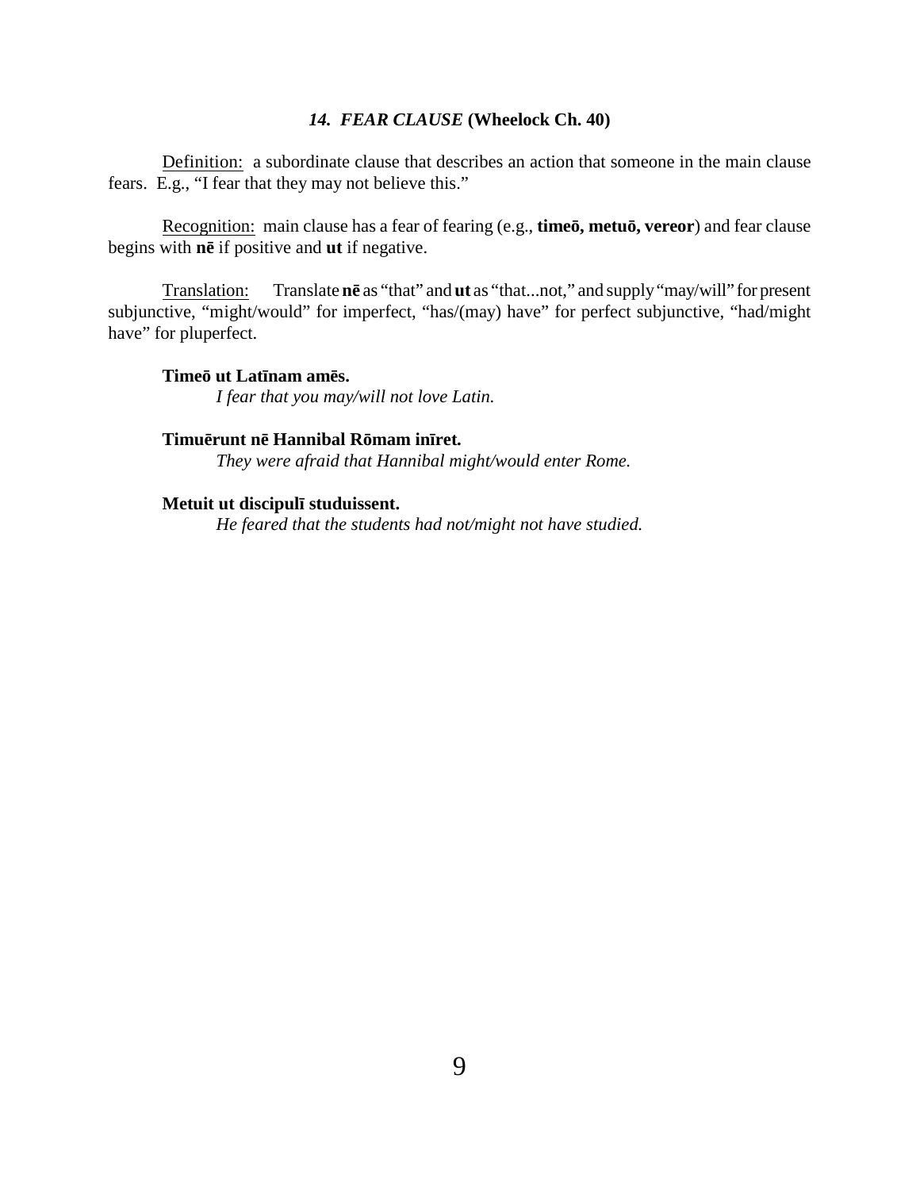### *14. FEAR CLAUSE* (Wheelock Ch. 40)

Definition: a subordinate clause that describes an action that someone in the main clause fears. E.g., "I fear that they may not believe this."

Recognition: main clause has a fear of fearing (e.g., **timeō, metuō, vereor**) and fear clause begins with **nē** if positive and **ut** if negative.

Translation: Translate **nē** as "that" and **ut** as "that...not," and supply "may/will" for present subjunctive, "might/would" for imperfect, "has/(may) have" for perfect subjunctive, "had/might have" for pluperfect.

**Timeō ut Latīnam amēs.**
*I fear that you may/will not love Latin.*

**Timuērunt nē Hannibal Rōmam inīret.**
*They were afraid that Hannibal might/would enter Rome.*

**Metuit ut discipulī studuissent.**
*He feared that the students had not/might not have studied.*